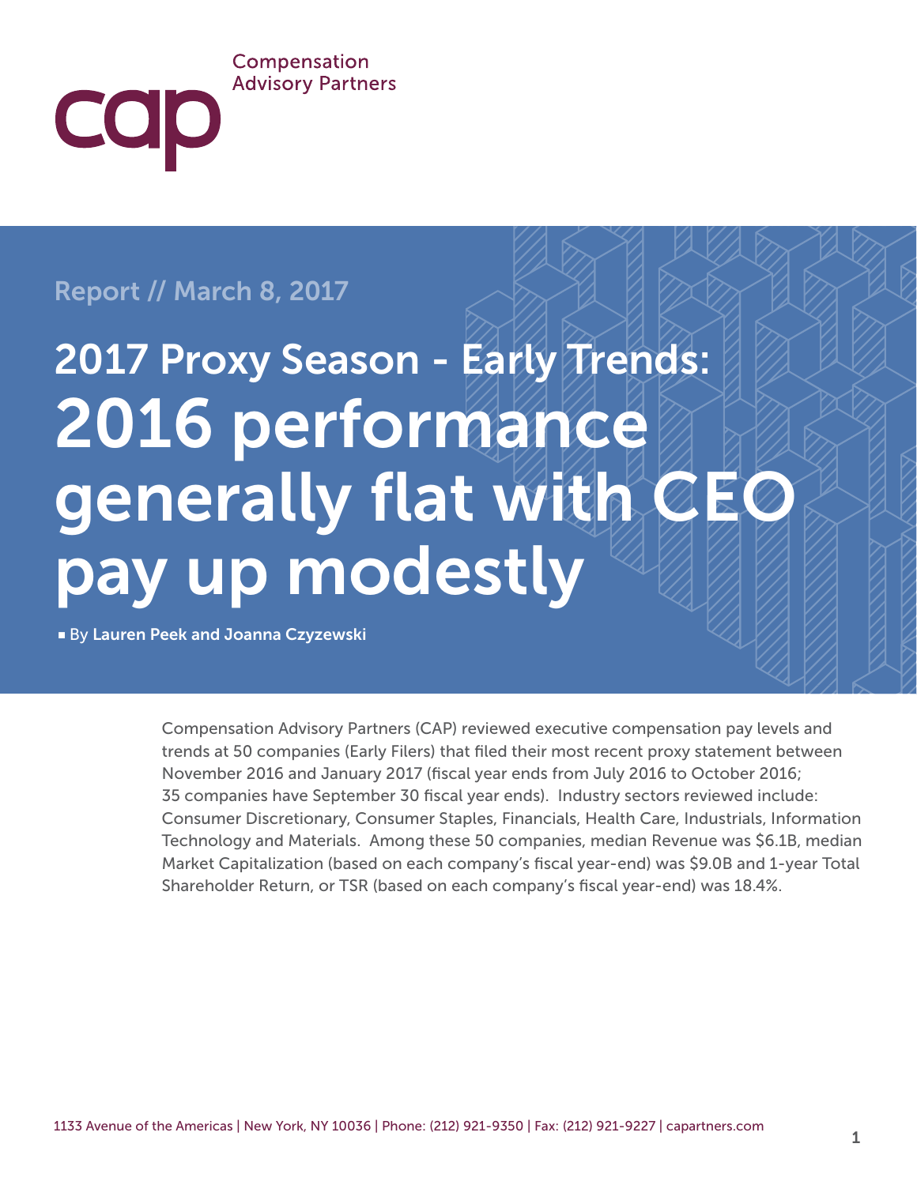Compensation Advisory Partners

Report // March 8, 2017

# 2017 Proxy Season - Early Trends: 2016 performance generally flat with CEO pay up modestly

By **Lauren Peek and Joanna Czyzewski**

Compensation Advisory Partners (CAP) reviewed executive compensation pay levels and trends at 50 companies (Early Filers) that filed their most recent proxy statement between November 2016 and January 2017 (fiscal year ends from July 2016 to October 2016; 35 companies have September 30 fiscal year ends). Industry sectors reviewed include: Consumer Discretionary, Consumer Staples, Financials, Health Care, Industrials, Information Technology and Materials. Among these 50 companies, median Revenue was $6.1B, median Market Capitalization (based on each company's fiscal year-end) was $9.0B and 1-year Total Shareholder Return, or TSR (based on each company's fiscal year-end) was 18.4%.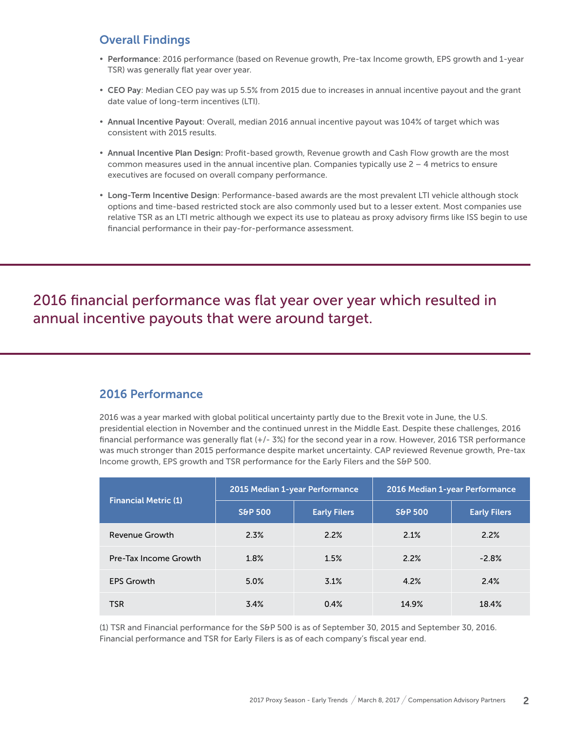## Overall Findings

- **Performance**: 2016 performance (based on Revenue growth, Pre-tax Income growth, EPS growth and 1-year TSR) was generally flat year over year.
- **CEO Pay**: Median CEO pay was up 5.5% from 2015 due to increases in annual incentive payout and the grant date value of long-term incentives (LTI).
- **Annual Incentive Payout**: Overall, median 2016 annual incentive payout was 104% of target which was consistent with 2015 results.
- **Annual Incentive Plan Design:** Profit-based growth, Revenue growth and Cash Flow growth are the most common measures used in the annual incentive plan. Companies typically use 2 – 4 metrics to ensure executives are focused on overall company performance.
- **Long-Term Incentive Design**: Performance-based awards are the most prevalent LTI vehicle although stock options and time-based restricted stock are also commonly used but to a lesser extent. Most companies use relative TSR as an LTI metric although we expect its use to plateau as proxy advisory firms like ISS begin to use financial performance in their pay-for-performance assessment.

2016 financial performance was flat year over year which resulted in annual incentive payouts that were around target.

## 2016 Performance

2016 was a year marked with global political uncertainty partly due to the Brexit vote in June, the U.S. presidential election in November and the continued unrest in the Middle East. Despite these challenges, 2016 financial performance was generally flat (+/- 3%) for the second year in a row. However, 2016 TSR performance was much stronger than 2015 performance despite market uncertainty. CAP reviewed Revenue growth, Pre-tax Income growth, EPS growth and TSR performance for the Early Filers and the S&P 500.

| Financial Metric (1) | 2015 Median 1-year Performance | | 2016 Median 1-year Performance | |
|---|---|---|---|---|
| | S&P 500 | Early Filers | S&P 500 | Early Filers |
| Revenue Growth | 2.3% | 2.2% | 2.1% | 2.2% |
| Pre-Tax Income Growth | 1.8% | 1.5% | 2.2% | -2.8% |
| EPS Growth | 5.0% | 3.1% | 4.2% | 2.4% |
| TSR | 3.4% | 0.4% | 14.9% | 18.4% |

(1) TSR and Financial performance for the S&P 500 is as of September 30, 2015 and September 30, 2016. Financial performance and TSR for Early Filers is as of each company's fiscal year end.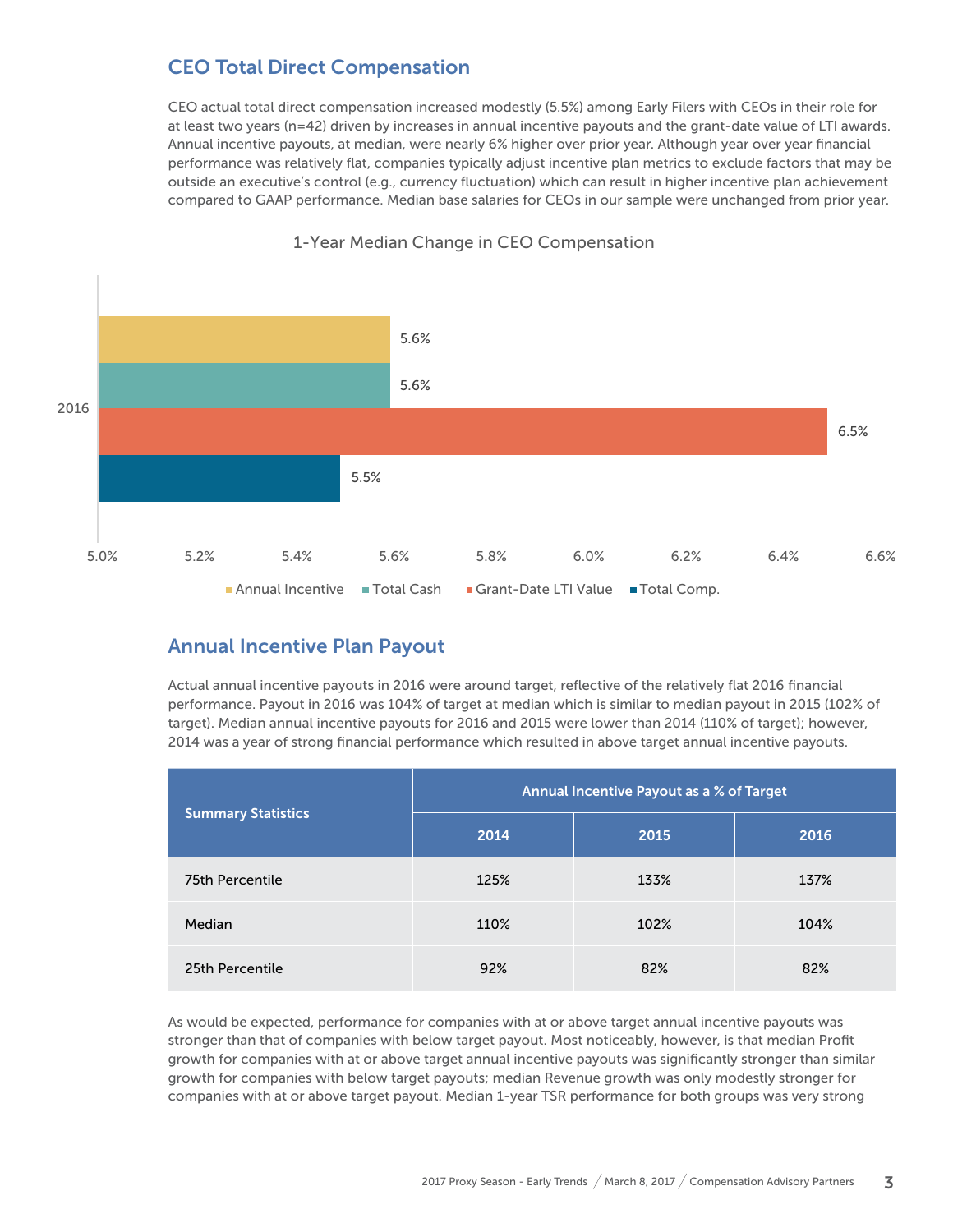## CEO Total Direct Compensation

CEO actual total direct compensation increased modestly (5.5%) among Early Filers with CEOs in their role for at least two years (n=42) driven by increases in annual incentive payouts and the grant-date value of LTI awards. Annual incentive payouts, at median, were nearly 6% higher over prior year. Although year over year financial performance was relatively flat, companies typically adjust incentive plan metrics to exclude factors that may be outside an executive's control (e.g., currency fluctuation) which can result in higher incentive plan achievement compared to GAAP performance. Median base salaries for CEOs in our sample were unchanged from prior year.

1-Year Median Change in CEO Compensation

| 2016 | Change |
|---|---|
| Annual Incentive | 5.6% |
| Total Cash | 5.6% |
| Grant-Date LTI Value | 6.5% |
| Total Comp. | 5.5% |

## Annual Incentive Plan Payout

Actual annual incentive payouts in 2016 were around target, reflective of the relatively flat 2016 financial performance. Payout in 2016 was 104% of target at median which is similar to median payout in 2015 (102% of target). Median annual incentive payouts for 2016 and 2015 were lower than 2014 (110% of target); however, 2014 was a year of strong financial performance which resulted in above target annual incentive payouts.

| Summary Statistics | Annual Incentive Payout as a % of Target | | |
|---|---|---|---|
| | 2014 | 2015 | 2016 |
| 75th Percentile | 125% | 133% | 137% |
| Median | 110% | 102% | 104% |
| 25th Percentile | 92% | 82% | 82% |

As would be expected, performance for companies with at or above target annual incentive payouts was stronger than that of companies with below target payout. Most noticeably, however, is that median Profit growth for companies with at or above target annual incentive payouts was significantly stronger than similar growth for companies with below target payouts; median Revenue growth was only modestly stronger for companies with at or above target payout. Median 1-year TSR performance for both groups was very strong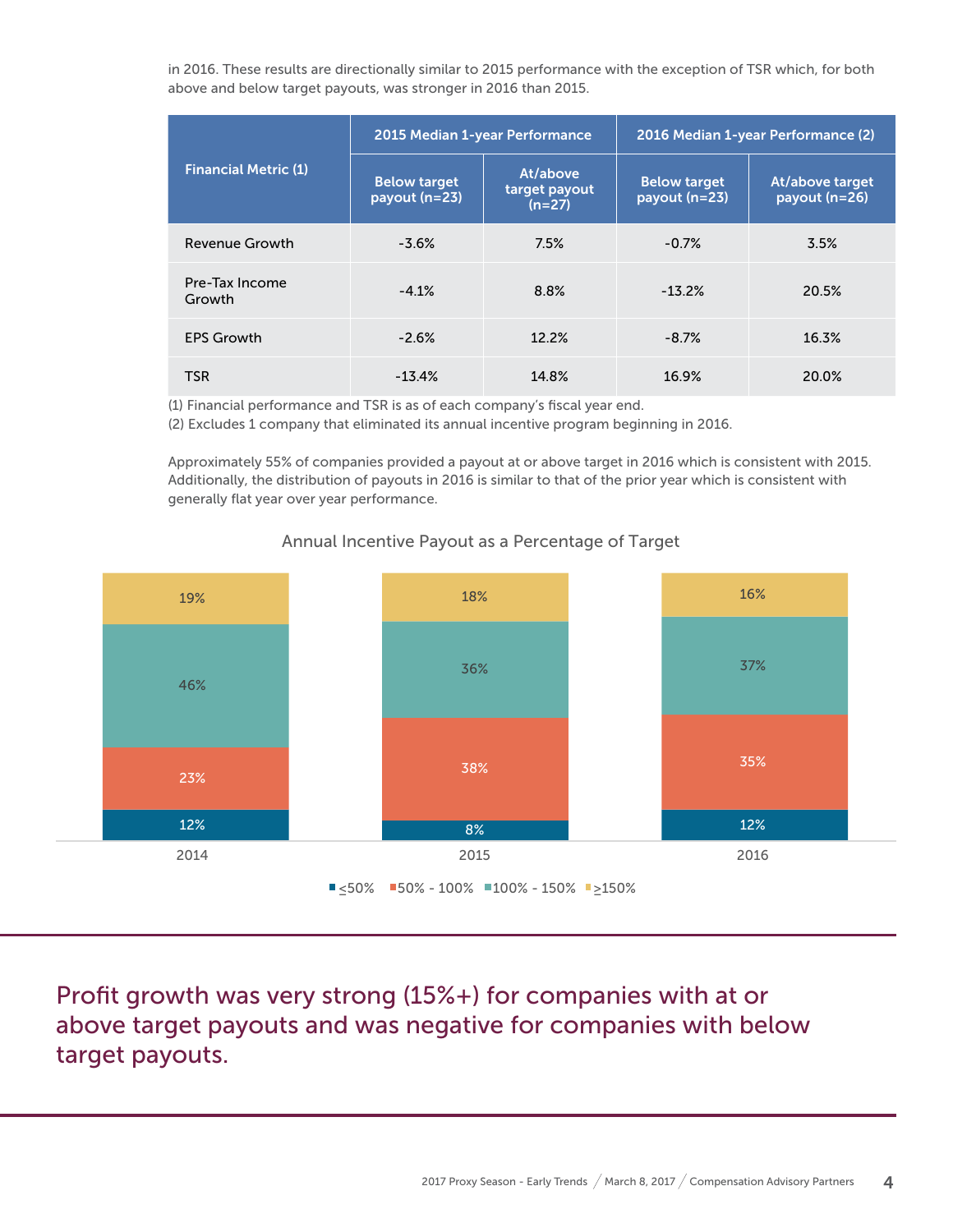in 2016. These results are directionally similar to 2015 performance with the exception of TSR which, for both above and below target payouts, was stronger in 2016 than 2015.

| Financial Metric (1) | 2015 Median 1-year Performance | | 2016 Median 1-year Performance (2) | |
|---|---|---|---|---|
| | Below target payout (n=23) | At/above target payout (n=27) | Below target payout (n=23) | At/above target payout (n=26) |
| Revenue Growth | -3.6% | 7.5% | -0.7% | 3.5% |
| Pre-Tax Income Growth | -4.1% | 8.8% | -13.2% | 20.5% |
| EPS Growth | -2.6% | 12.2% | -8.7% | 16.3% |
| TSR | -13.4% | 14.8% | 16.9% | 20.0% |

(1) Financial performance and TSR is as of each company's fiscal year end.
(2) Excludes 1 company that eliminated its annual incentive program beginning in 2016.

Approximately 55% of companies provided a payout at or above target in 2016 which is consistent with 2015. Additionally, the distribution of payouts in 2016 is similar to that of the prior year which is consistent with generally flat year over year performance.

Annual Incentive Payout as a Percentage of Target

| | 2014 | 2015 | 2016 |
|---|---|---|---|
| ≤50% | 12% | 8% | 12% |
| 50% - 100% | 23% | 38% | 35% |
| 100% - 150% | 46% | 36% | 37% |
| ≥150% | 19% | 18% | 16% |

## Profit growth was very strong (15%+) for companies with at or above target payouts and was negative for companies with below target payouts.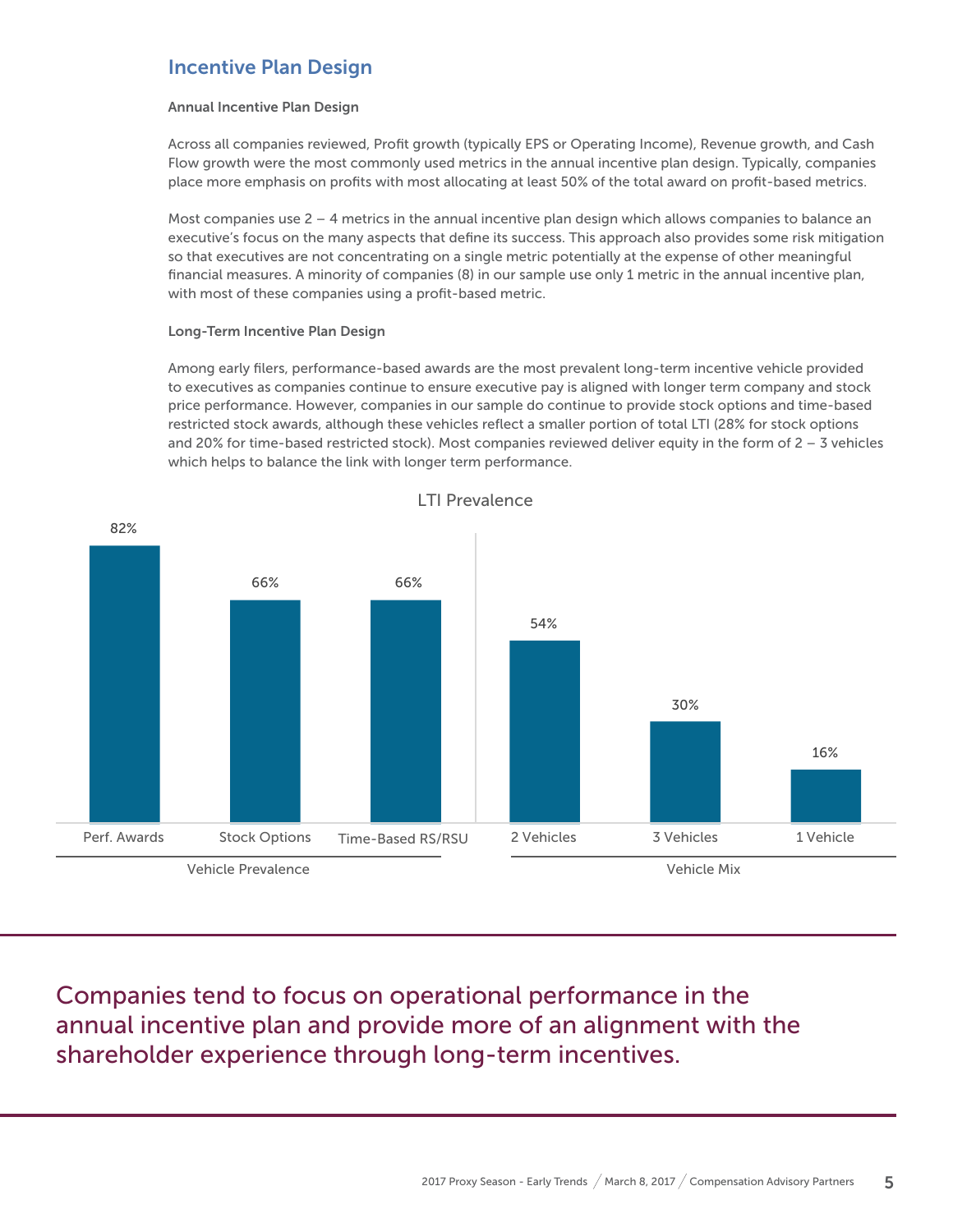## Incentive Plan Design

### Annual Incentive Plan Design

Across all companies reviewed, Profit growth (typically EPS or Operating Income), Revenue growth, and Cash Flow growth were the most commonly used metrics in the annual incentive plan design. Typically, companies place more emphasis on profits with most allocating at least 50% of the total award on profit-based metrics.

Most companies use 2 – 4 metrics in the annual incentive plan design which allows companies to balance an executive's focus on the many aspects that define its success. This approach also provides some risk mitigation so that executives are not concentrating on a single metric potentially at the expense of other meaningful financial measures. A minority of companies (8) in our sample use only 1 metric in the annual incentive plan, with most of these companies using a profit-based metric.

### Long-Term Incentive Plan Design

Among early filers, performance-based awards are the most prevalent long-term incentive vehicle provided to executives as companies continue to ensure executive pay is aligned with longer term company and stock price performance. However, companies in our sample do continue to provide stock options and time-based restricted stock awards, although these vehicles reflect a smaller portion of total LTI (28% for stock options and 20% for time-based restricted stock). Most companies reviewed deliver equity in the form of 2 – 3 vehicles which helps to balance the link with longer term performance.

**LTI Prevalence**

| Vehicle Prevalence | | | Vehicle Mix | | |
|---|---|---|---|---|---|
| Perf. Awards | Stock Options | Time-Based RS/RSU | 2 Vehicles | 3 Vehicles | 1 Vehicle |
| 82% | 66% | 66% | 54% | 30% | 16% |

Companies tend to focus on operational performance in the annual incentive plan and provide more of an alignment with the shareholder experience through long-term incentives.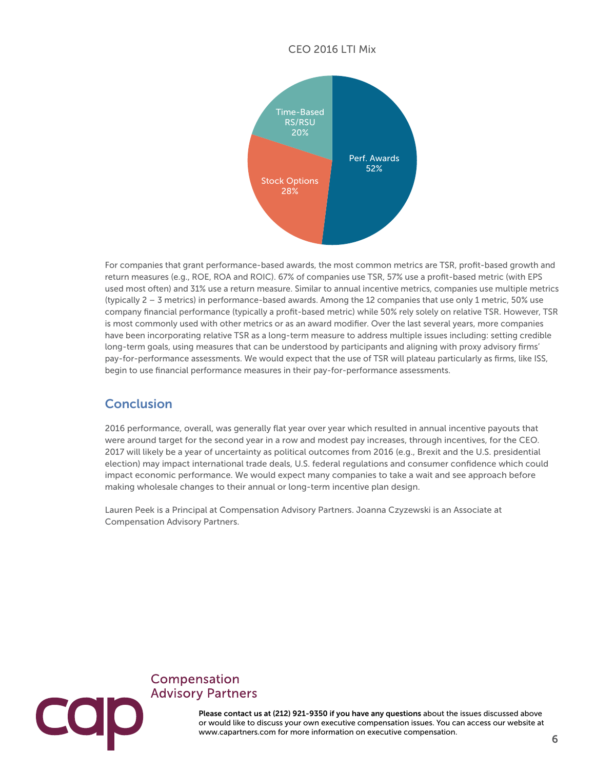CEO 2016 LTI Mix

Time-Based RS/RSU 20%

Stock Options 28%

Perf. Awards 52%

For companies that grant performance-based awards, the most common metrics are TSR, profit-based growth and return measures (e.g., ROE, ROA and ROIC). 67% of companies use TSR, 57% use a profit-based metric (with EPS used most often) and 31% use a return measure. Similar to annual incentive metrics, companies use multiple metrics (typically 2 – 3 metrics) in performance-based awards. Among the 12 companies that use only 1 metric, 50% use company financial performance (typically a profit-based metric) while 50% rely solely on relative TSR. However, TSR is most commonly used with other metrics or as an award modifier. Over the last several years, more companies have been incorporating relative TSR as a long-term measure to address multiple issues including: setting credible long-term goals, using measures that can be understood by participants and aligning with proxy advisory firms' pay-for-performance assessments. We would expect that the use of TSR will plateau particularly as firms, like ISS, begin to use financial performance measures in their pay-for-performance assessments.

## Conclusion

2016 performance, overall, was generally flat year over year which resulted in annual incentive payouts that were around target for the second year in a row and modest pay increases, through incentives, for the CEO. 2017 will likely be a year of uncertainty as political outcomes from 2016 (e.g., Brexit and the U.S. presidential election) may impact international trade deals, U.S. federal regulations and consumer confidence which could impact economic performance. We would expect many companies to take a wait and see approach before making wholesale changes to their annual or long-term incentive plan design.

Lauren Peek is a Principal at Compensation Advisory Partners. Joanna Czyzewski is an Associate at Compensation Advisory Partners.

cap Compensation Advisory Partners

**Please contact us at (212) 921-9350 if you have any questions** about the issues discussed above or would like to discuss your own executive compensation issues. You can access our website at www.capartners.com for more information on executive compensation.